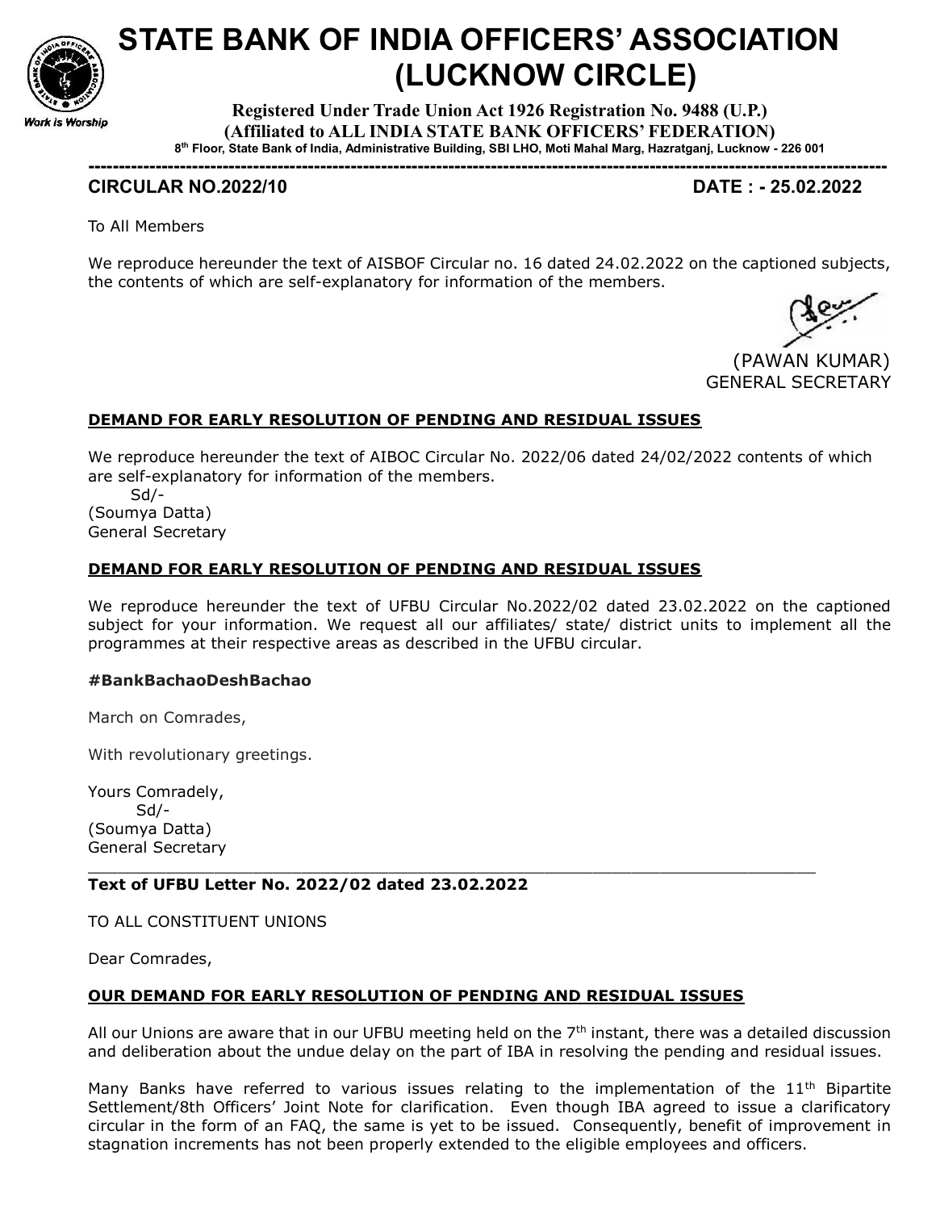# STATE BANK OF INDIA OFFICERS' ASSOCIATION (LUCKNOW CIRCLE)

**Registered Under Trade Union Act 1926 Registration No. 9488 (U.P.)**
**(Affiliated to ALL INDIA STATE BANK OFFICERS' FEDERATION)**
**8th Floor, State Bank of India, Administrative Building, SBI LHO, Moti Mahal Marg, Hazratganj, Lucknow - 226 001**

Work is Worship

---

**CIRCULAR NO.2022/10** **DATE : - 25.02.2022**

To All Members

We reproduce hereunder the text of AISBOF Circular no. 16 dated 24.02.2022 on the captioned subjects, the contents of which are self-explanatory for information of the members.

(PAWAN KUMAR)
GENERAL SECRETARY

**DEMAND FOR EARLY RESOLUTION OF PENDING AND RESIDUAL ISSUES**

We reproduce hereunder the text of AIBOC Circular No. 2022/06 dated 24/02/2022 contents of which are self-explanatory for information of the members.

Sd/-
(Soumya Datta)
General Secretary

**DEMAND FOR EARLY RESOLUTION OF PENDING AND RESIDUAL ISSUES**

We reproduce hereunder the text of UFBU Circular No.2022/02 dated 23.02.2022 on the captioned subject for your information. We request all our affiliates/ state/ district units to implement all the programmes at their respective areas as described in the UFBU circular.

**#BankBachaoDeshBachao**

March on Comrades,

With revolutionary greetings.

Yours Comradely,
Sd/-
(Soumya Datta)
General Secretary

---

**Text of UFBU Letter No. 2022/02 dated 23.02.2022**

TO ALL CONSTITUENT UNIONS

Dear Comrades,

**OUR DEMAND FOR EARLY RESOLUTION OF PENDING AND RESIDUAL ISSUES**

All our Unions are aware that in our UFBU meeting held on the 7th instant, there was a detailed discussion and deliberation about the undue delay on the part of IBA in resolving the pending and residual issues.

Many Banks have referred to various issues relating to the implementation of the 11th Bipartite Settlement/8th Officers' Joint Note for clarification. Even though IBA agreed to issue a clarificatory circular in the form of an FAQ, the same is yet to be issued. Consequently, benefit of improvement in stagnation increments has not been properly extended to the eligible employees and officers.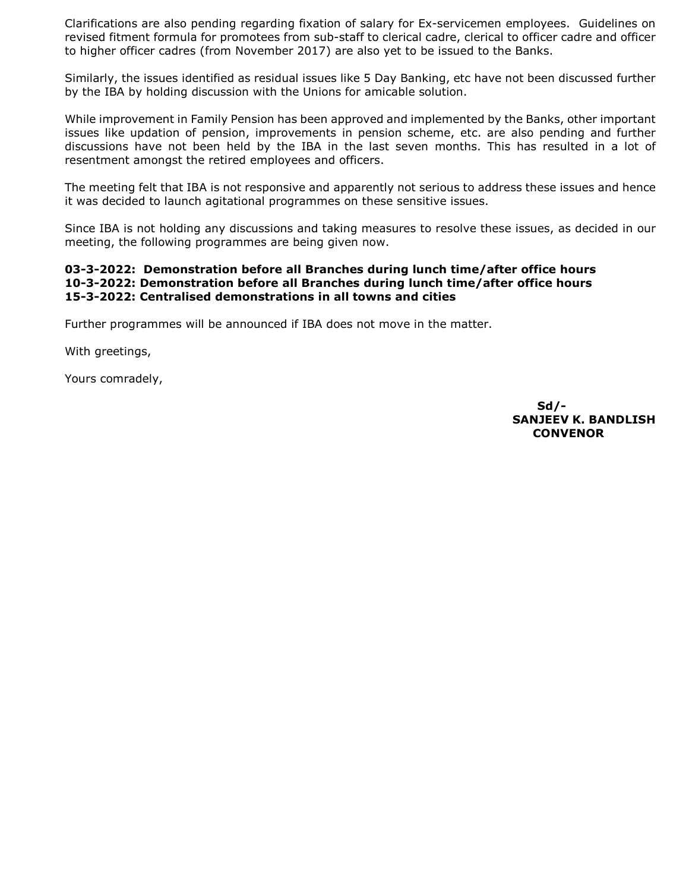Clarifications are also pending regarding fixation of salary for Ex-servicemen employees. Guidelines on revised fitment formula for promotees from sub-staff to clerical cadre, clerical to officer cadre and officer to higher officer cadres (from November 2017) are also yet to be issued to the Banks.

Similarly, the issues identified as residual issues like 5 Day Banking, etc have not been discussed further by the IBA by holding discussion with the Unions for amicable solution.

While improvement in Family Pension has been approved and implemented by the Banks, other important issues like updation of pension, improvements in pension scheme, etc. are also pending and further discussions have not been held by the IBA in the last seven months. This has resulted in a lot of resentment amongst the retired employees and officers.

The meeting felt that IBA is not responsive and apparently not serious to address these issues and hence it was decided to launch agitational programmes on these sensitive issues.

Since IBA is not holding any discussions and taking measures to resolve these issues, as decided in our meeting, the following programmes are being given now.

**03-3-2022: Demonstration before all Branches during lunch time/after office hours**
**10-3-2022: Demonstration before all Branches during lunch time/after office hours**
**15-3-2022: Centralised demonstrations in all towns and cities**

Further programmes will be announced if IBA does not move in the matter.

With greetings,

Yours comradely,

**Sd/-**
**SANJEEV K. BANDLISH**
**CONVENOR**